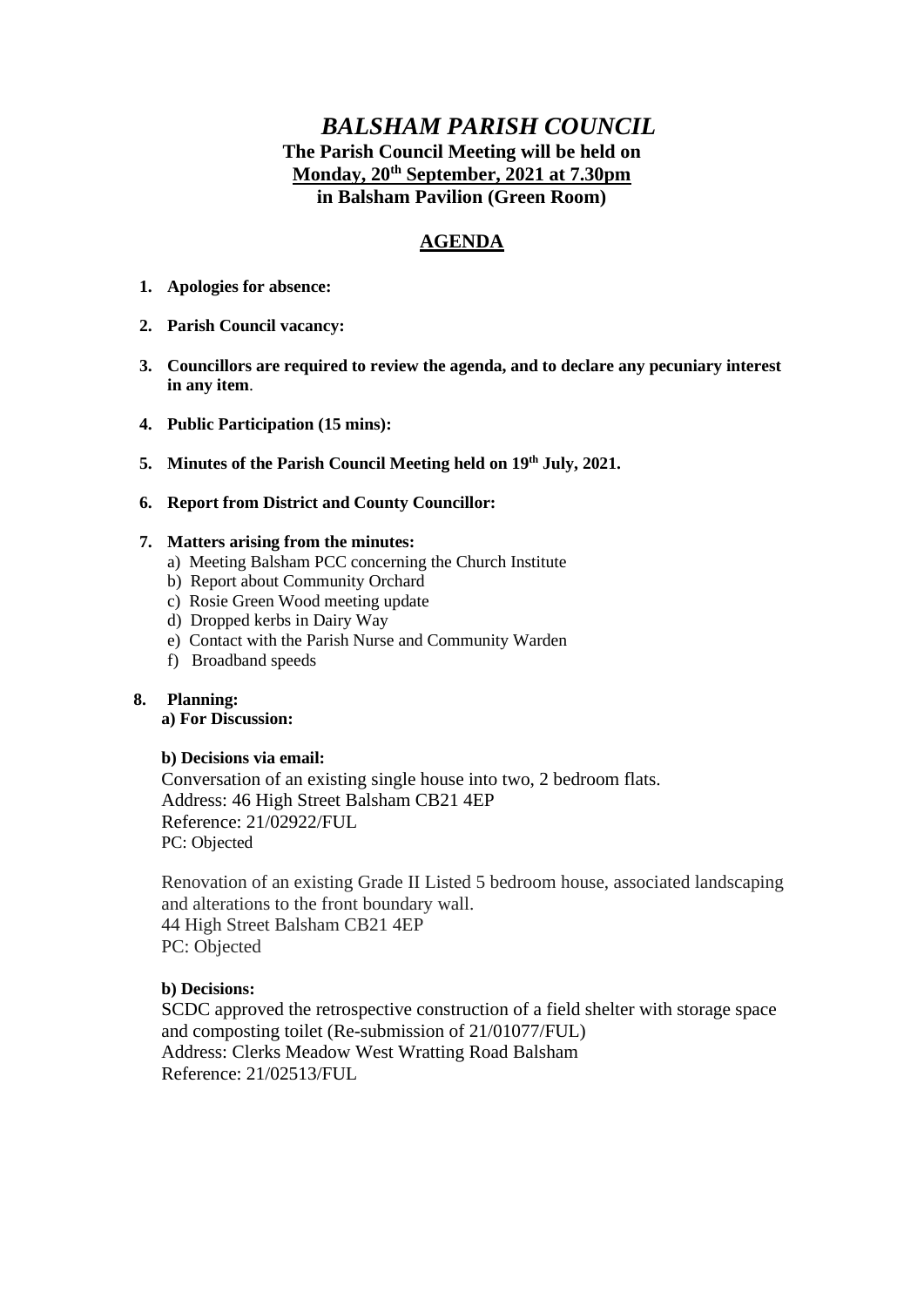# *BALSHAM PARISH COUNCIL*

**The Parish Council Meeting will be held on**
**Monday, 20th September, 2021 at 7.30pm**
**in Balsham Pavilion (Green Room)**

## AGENDA

1. **Apologies for absence:**

2. **Parish Council vacancy:**

3. **Councillors are required to review the agenda, and to declare any pecuniary interest in any item**.

4. **Public Participation (15 mins):**

5. **Minutes of the Parish Council Meeting held on 19th July, 2021.**

6. **Report from District and County Councillor:**

7. **Matters arising from the minutes:**
   - a) Meeting Balsham PCC concerning the Church Institute
   - b) Report about Community Orchard
   - c) Rosie Green Wood meeting update
   - d) Dropped kerbs in Dairy Way
   - e) Contact with the Parish Nurse and Community Warden
   - f) Broadband speeds

8. **Planning:**

   **a) For Discussion:**

   **b) Decisions via email:**

   Conversation of an existing single house into two, 2 bedroom flats.
   Address: 46 High Street Balsham CB21 4EP
   Reference: 21/02922/FUL
   PC: Objected

   Renovation of an existing Grade II Listed 5 bedroom house, associated landscaping and alterations to the front boundary wall.
   44 High Street Balsham CB21 4EP
   PC: Objected

   **b) Decisions:**

   SCDC approved the retrospective construction of a field shelter with storage space and composting toilet (Re-submission of 21/01077/FUL)
   Address: Clerks Meadow West Wratting Road Balsham
   Reference: 21/02513/FUL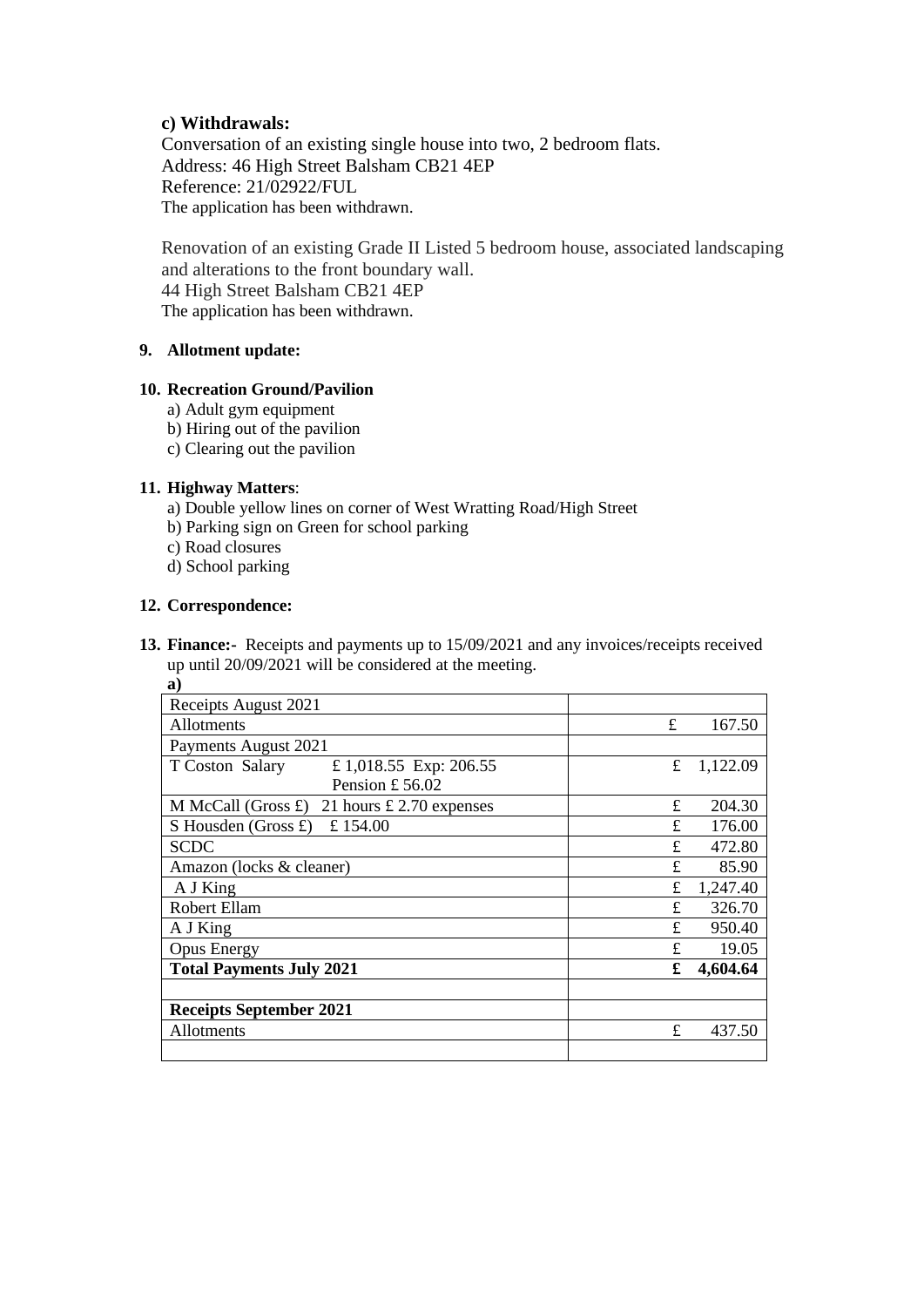**c) Withdrawals:**

Conversation of an existing single house into two, 2 bedroom flats.
Address: 46 High Street Balsham CB21 4EP
Reference: 21/02922/FUL
The application has been withdrawn.

Renovation of an existing Grade II Listed 5 bedroom house, associated landscaping and alterations to the front boundary wall.
44 High Street Balsham CB21 4EP
The application has been withdrawn.

**9. Allotment update:**

**10. Recreation Ground/Pavilion**

a) Adult gym equipment
b) Hiring out of the pavilion
c) Clearing out the pavilion

**11. Highway Matters**:

a) Double yellow lines on corner of West Wratting Road/High Street
b) Parking sign on Green for school parking
c) Road closures
d) School parking

**12. Correspondence:**

**13. Finance:-** Receipts and payments up to 15/09/2021 and any invoices/receipts received up until 20/09/2021 will be considered at the meeting.

**a)**

| Receipts August 2021 | |
|---|---|
| Allotments | £ 167.50 |
| Payments August 2021 | |
| T Coston Salary £ 1,018.55 Exp: 206.55 Pension £ 56.02 | £ 1,122.09 |
| M McCall (Gross £) 21 hours £ 2.70 expenses | £ 204.30 |
| S Housden (Gross £) £ 154.00 | £ 176.00 |
| SCDC | £ 472.80 |
| Amazon (locks & cleaner) | £ 85.90 |
| A J King | £ 1,247.40 |
| Robert Ellam | £ 326.70 |
| A J King | £ 950.40 |
| Opus Energy | £ 19.05 |
| **Total Payments July 2021** | **£ 4,604.64** |
| | |
| **Receipts September 2021** | |
| Allotments | £ 437.50 |
| | |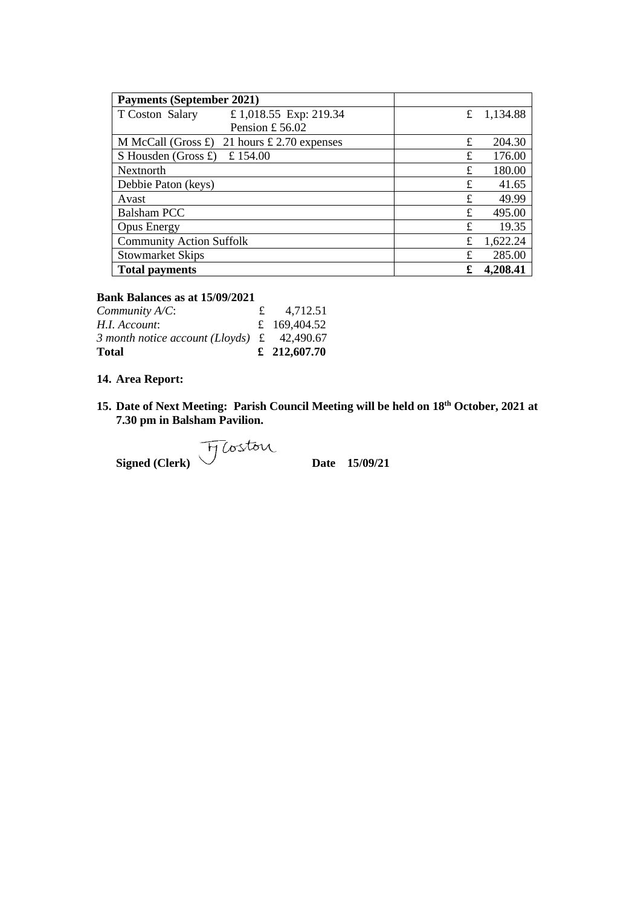| Payments (September 2021) | |
|---|---|
| T Coston Salary £ 1,018.55 Exp: 219.34 Pension £ 56.02 | £ 1,134.88 |
| M McCall (Gross £) 21 hours £ 2.70 expenses | £ 204.30 |
| S Housden (Gross £) £ 154.00 | £ 176.00 |
| Nextnorth | £ 180.00 |
| Debbie Paton (keys) | £ 41.65 |
| Avast | £ 49.99 |
| Balsham PCC | £ 495.00 |
| Opus Energy | £ 19.35 |
| Community Action Suffolk | £ 1,622.24 |
| Stowmarket Skips | £ 285.00 |
| **Total payments** | **£ 4,208.41** |

**Bank Balances as at 15/09/2021**

| | |
|---|---|
| *Community A/C*: | £ 4,712.51 |
| *H.I. Account*: | £ 169,404.52 |
| *3 month notice account (Lloyds)* | £ 42,490.67 |
| **Total** | **£ 212,607.70** |

**14. Area Report:**

**15. Date of Next Meeting: Parish Council Meeting will be held on 18th October, 2021 at 7.30 pm in Balsham Pavilion.**

**Signed (Clerk)** TJ Coston **Date 15/09/21**